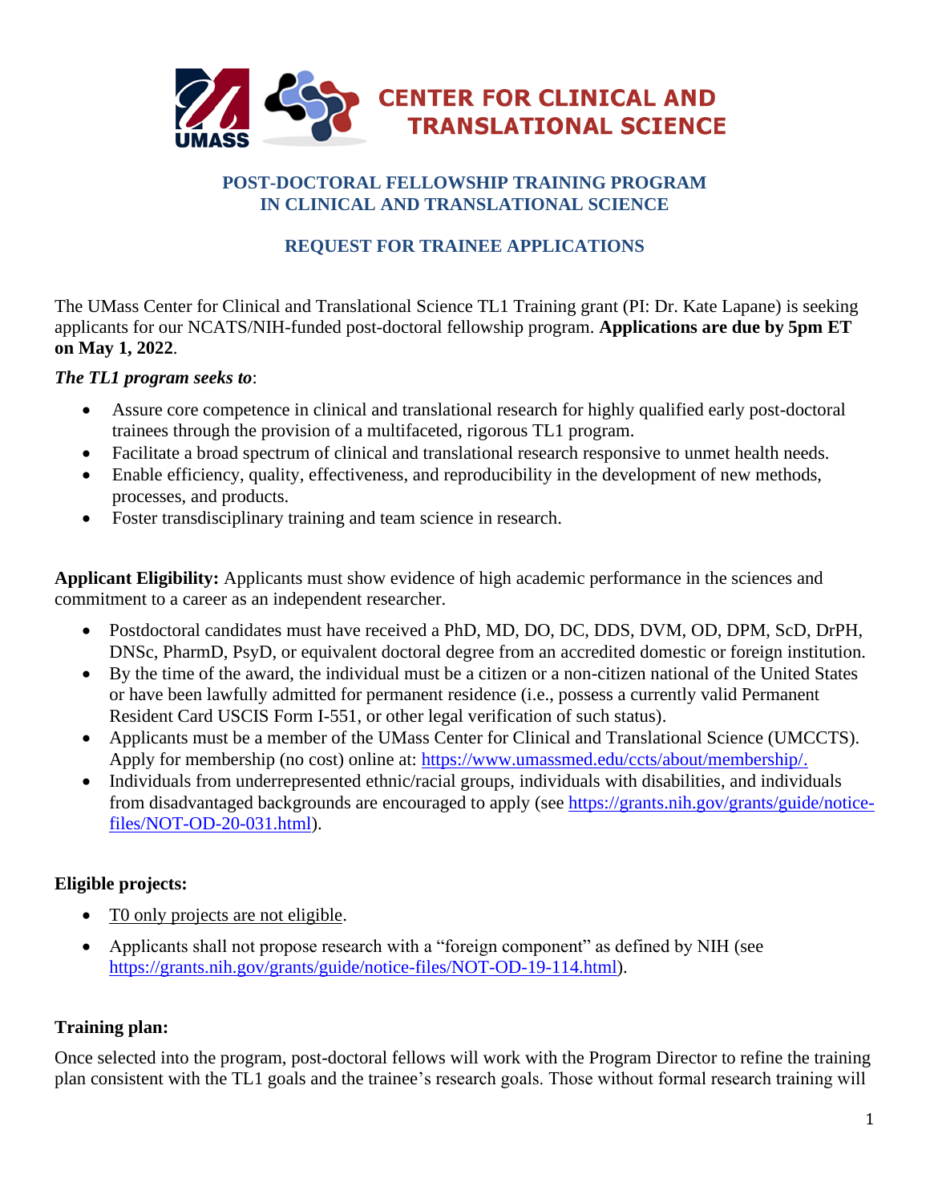CENTER FOR CLINICAL AND TRANSLATIONAL SCIENCE

## POST-DOCTORAL FELLOWSHIP TRAINING PROGRAM IN CLINICAL AND TRANSLATIONAL SCIENCE

## REQUEST FOR TRAINEE APPLICATIONS

The UMass Center for Clinical and Translational Science TL1 Training grant (PI: Dr. Kate Lapane) is seeking applicants for our NCATS/NIH-funded post-doctoral fellowship program. **Applications are due by 5pm ET on May 1, 2022**.

***The TL1 program seeks to***:

- Assure core competence in clinical and translational research for highly qualified early post-doctoral trainees through the provision of a multifaceted, rigorous TL1 program.
- Facilitate a broad spectrum of clinical and translational research responsive to unmet health needs.
- Enable efficiency, quality, effectiveness, and reproducibility in the development of new methods, processes, and products.
- Foster transdisciplinary training and team science in research.

**Applicant Eligibility:** Applicants must show evidence of high academic performance in the sciences and commitment to a career as an independent researcher.

- Postdoctoral candidates must have received a PhD, MD, DO, DC, DDS, DVM, OD, DPM, ScD, DrPH, DNSc, PharmD, PsyD, or equivalent doctoral degree from an accredited domestic or foreign institution.
- By the time of the award, the individual must be a citizen or a non-citizen national of the United States or have been lawfully admitted for permanent residence (i.e., possess a currently valid Permanent Resident Card USCIS Form I-551, or other legal verification of such status).
- Applicants must be a member of the UMass Center for Clinical and Translational Science (UMCCTS). Apply for membership (no cost) online at: https://www.umassmed.edu/ccts/about/membership/.
- Individuals from underrepresented ethnic/racial groups, individuals with disabilities, and individuals from disadvantaged backgrounds are encouraged to apply (see https://grants.nih.gov/grants/guide/notice-files/NOT-OD-20-031.html).

**Eligible projects:**

- T0 only projects are not eligible.
- Applicants shall not propose research with a "foreign component" as defined by NIH (see https://grants.nih.gov/grants/guide/notice-files/NOT-OD-19-114.html).

**Training plan:**

Once selected into the program, post-doctoral fellows will work with the Program Director to refine the training plan consistent with the TL1 goals and the trainee's research goals. Those without formal research training will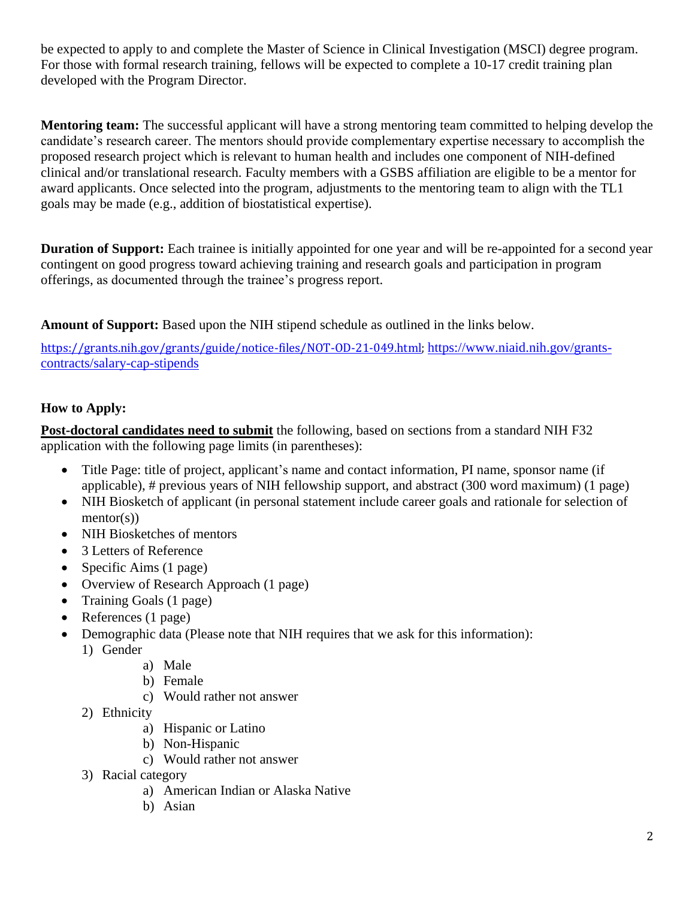be expected to apply to and complete the Master of Science in Clinical Investigation (MSCI) degree program. For those with formal research training, fellows will be expected to complete a 10-17 credit training plan developed with the Program Director.

**Mentoring team:** The successful applicant will have a strong mentoring team committed to helping develop the candidate's research career. The mentors should provide complementary expertise necessary to accomplish the proposed research project which is relevant to human health and includes one component of NIH-defined clinical and/or translational research. Faculty members with a GSBS affiliation are eligible to be a mentor for award applicants. Once selected into the program, adjustments to the mentoring team to align with the TL1 goals may be made (e.g., addition of biostatistical expertise).

**Duration of Support:** Each trainee is initially appointed for one year and will be re-appointed for a second year contingent on good progress toward achieving training and research goals and participation in program offerings, as documented through the trainee's progress report.

**Amount of Support:** Based upon the NIH stipend schedule as outlined in the links below.

https://grants.nih.gov/grants/guide/notice-files/NOT-OD-21-049.html; https://www.niaid.nih.gov/grants-contracts/salary-cap-stipends

**How to Apply:**

**Post-doctoral candidates need to submit** the following, based on sections from a standard NIH F32 application with the following page limits (in parentheses):

- Title Page: title of project, applicant's name and contact information, PI name, sponsor name (if applicable), # previous years of NIH fellowship support, and abstract (300 word maximum) (1 page)
- NIH Biosketch of applicant (in personal statement include career goals and rationale for selection of mentor(s))
- NIH Biosketches of mentors
- 3 Letters of Reference
- Specific Aims (1 page)
- Overview of Research Approach (1 page)
- Training Goals (1 page)
- References (1 page)
- Demographic data (Please note that NIH requires that we ask for this information):
  1) Gender
     a) Male
     b) Female
     c) Would rather not answer
  2) Ethnicity
     a) Hispanic or Latino
     b) Non-Hispanic
     c) Would rather not answer
  3) Racial category
     a) American Indian or Alaska Native
     b) Asian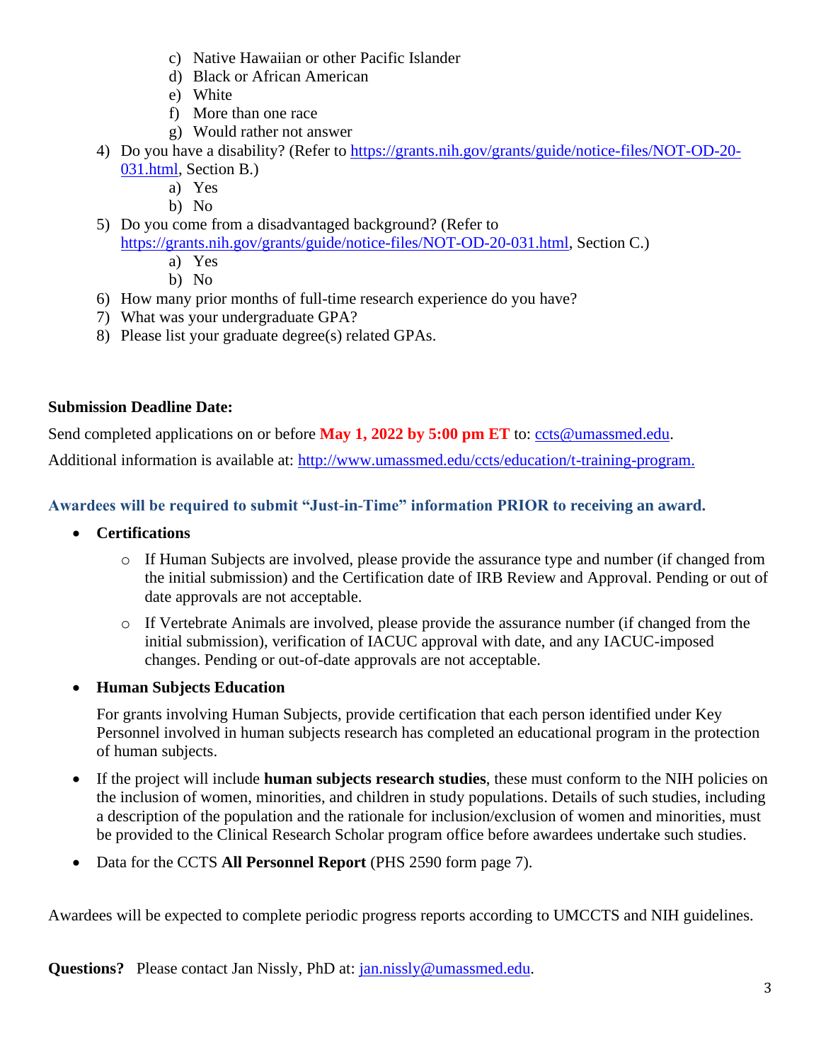c) Native Hawaiian or other Pacific Islander
   d) Black or African American
   e) White
   f) More than one race
   g) Would rather not answer

4) Do you have a disability? (Refer to [https://grants.nih.gov/grants/guide/notice-files/NOT-OD-20-031.html](https://grants.nih.gov/grants/guide/notice-files/NOT-OD-20-031.html), Section B.)
   a) Yes
   b) No
5) Do you come from a disadvantaged background? (Refer to [https://grants.nih.gov/grants/guide/notice-files/NOT-OD-20-031.html](https://grants.nih.gov/grants/guide/notice-files/NOT-OD-20-031.html), Section C.)
   a) Yes
   b) No
6) How many prior months of full-time research experience do you have?
7) What was your undergraduate GPA?
8) Please list your graduate degree(s) related GPAs.

**Submission Deadline Date:**

Send completed applications on or before **May 1, 2022 by 5:00 pm ET** to: [ccts@umassmed.edu](mailto:ccts@umassmed.edu).

Additional information is available at: [http://www.umassmed.edu/ccts/education/t-training-program.](http://www.umassmed.edu/ccts/education/t-training-program)

**Awardees will be required to submit "Just-in-Time" information PRIOR to receiving an award.**

- **Certifications**
  - If Human Subjects are involved, please provide the assurance type and number (if changed from the initial submission) and the Certification date of IRB Review and Approval. Pending or out of date approvals are not acceptable.
  - If Vertebrate Animals are involved, please provide the assurance number (if changed from the initial submission), verification of IACUC approval with date, and any IACUC-imposed changes. Pending or out-of-date approvals are not acceptable.
- **Human Subjects Education**

  For grants involving Human Subjects, provide certification that each person identified under Key Personnel involved in human subjects research has completed an educational program in the protection of human subjects.
- If the project will include **human subjects research studies**, these must conform to the NIH policies on the inclusion of women, minorities, and children in study populations. Details of such studies, including a description of the population and the rationale for inclusion/exclusion of women and minorities, must be provided to the Clinical Research Scholar program office before awardees undertake such studies.
- Data for the CCTS **All Personnel Report** (PHS 2590 form page 7).

Awardees will be expected to complete periodic progress reports according to UMCCTS and NIH guidelines.

**Questions?** Please contact Jan Nissly, PhD at: [jan.nissly@umassmed.edu](mailto:jan.nissly@umassmed.edu).